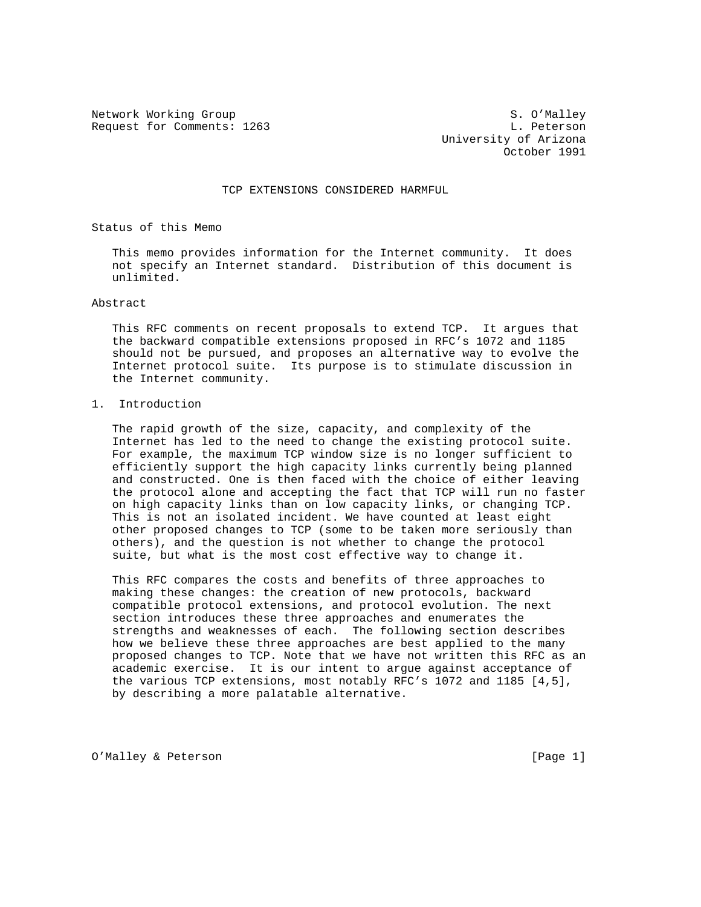Network Working Group S. O'Malley
Request for Comments: 1263 L. Peterson
University of Arizona
October 1991

# TCP EXTENSIONS CONSIDERED HARMFUL

## Status of this Memo

This memo provides information for the Internet community. It does not specify an Internet standard. Distribution of this document is unlimited.

## Abstract

This RFC comments on recent proposals to extend TCP. It argues that the backward compatible extensions proposed in RFC's 1072 and 1185 should not be pursued, and proposes an alternative way to evolve the Internet protocol suite. Its purpose is to stimulate discussion in the Internet community.

## 1. Introduction

The rapid growth of the size, capacity, and complexity of the Internet has led to the need to change the existing protocol suite. For example, the maximum TCP window size is no longer sufficient to efficiently support the high capacity links currently being planned and constructed. One is then faced with the choice of either leaving the protocol alone and accepting the fact that TCP will run no faster on high capacity links than on low capacity links, or changing TCP. This is not an isolated incident. We have counted at least eight other proposed changes to TCP (some to be taken more seriously than others), and the question is not whether to change the protocol suite, but what is the most cost effective way to change it.

This RFC compares the costs and benefits of three approaches to making these changes: the creation of new protocols, backward compatible protocol extensions, and protocol evolution. The next section introduces these three approaches and enumerates the strengths and weaknesses of each. The following section describes how we believe these three approaches are best applied to the many proposed changes to TCP. Note that we have not written this RFC as an academic exercise. It is our intent to argue against acceptance of the various TCP extensions, most notably RFC's 1072 and 1185 [4,5], by describing a more palatable alternative.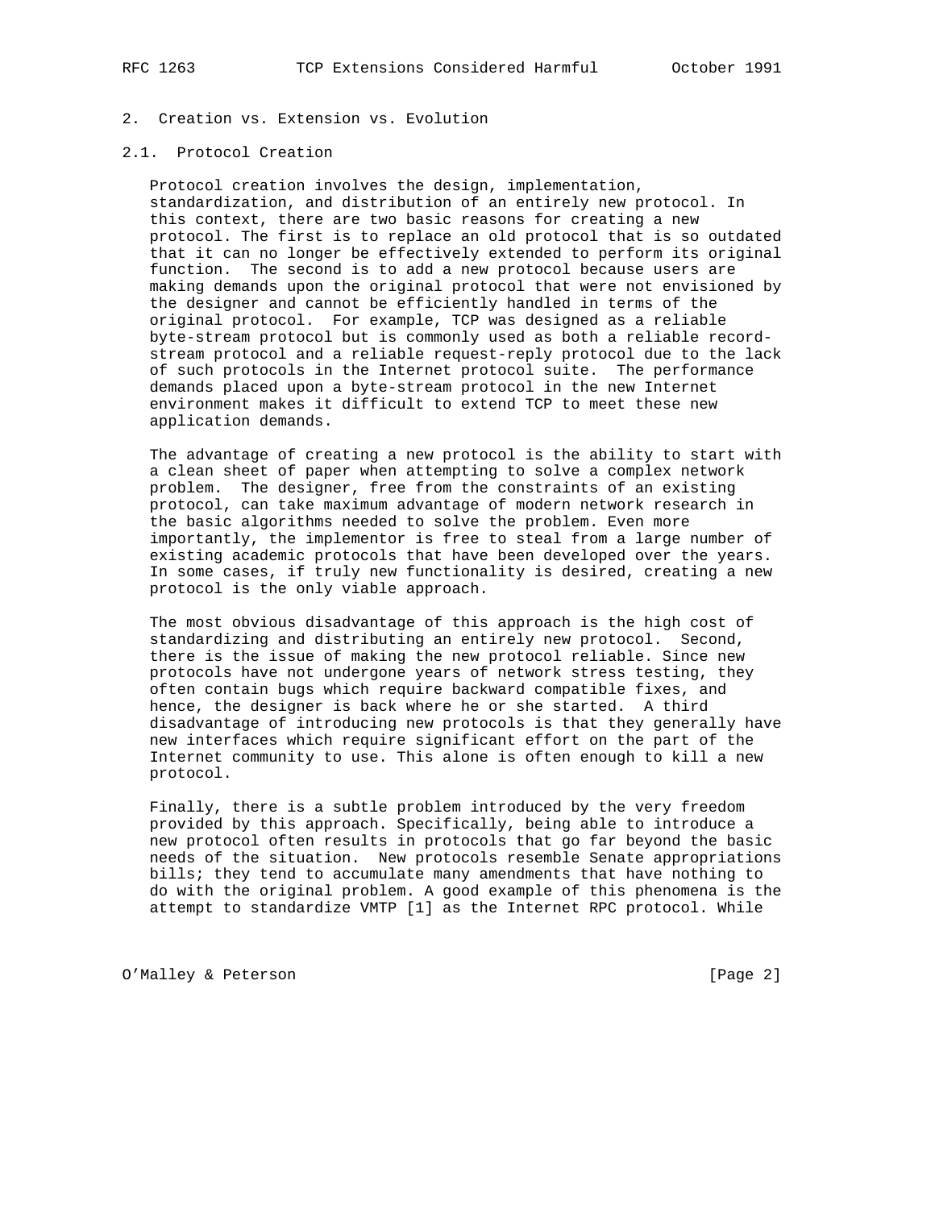## 2. Creation vs. Extension vs. Evolution

### 2.1. Protocol Creation

Protocol creation involves the design, implementation, standardization, and distribution of an entirely new protocol. In this context, there are two basic reasons for creating a new protocol. The first is to replace an old protocol that is so outdated that it can no longer be effectively extended to perform its original function. The second is to add a new protocol because users are making demands upon the original protocol that were not envisioned by the designer and cannot be efficiently handled in terms of the original protocol. For example, TCP was designed as a reliable byte-stream protocol but is commonly used as both a reliable record-stream protocol and a reliable request-reply protocol due to the lack of such protocols in the Internet protocol suite. The performance demands placed upon a byte-stream protocol in the new Internet environment makes it difficult to extend TCP to meet these new application demands.

The advantage of creating a new protocol is the ability to start with a clean sheet of paper when attempting to solve a complex network problem. The designer, free from the constraints of an existing protocol, can take maximum advantage of modern network research in the basic algorithms needed to solve the problem. Even more importantly, the implementor is free to steal from a large number of existing academic protocols that have been developed over the years. In some cases, if truly new functionality is desired, creating a new protocol is the only viable approach.

The most obvious disadvantage of this approach is the high cost of standardizing and distributing an entirely new protocol. Second, there is the issue of making the new protocol reliable. Since new protocols have not undergone years of network stress testing, they often contain bugs which require backward compatible fixes, and hence, the designer is back where he or she started. A third disadvantage of introducing new protocols is that they generally have new interfaces which require significant effort on the part of the Internet community to use. This alone is often enough to kill a new protocol.

Finally, there is a subtle problem introduced by the very freedom provided by this approach. Specifically, being able to introduce a new protocol often results in protocols that go far beyond the basic needs of the situation. New protocols resemble Senate appropriations bills; they tend to accumulate many amendments that have nothing to do with the original problem. A good example of this phenomena is the attempt to standardize VMTP [1] as the Internet RPC protocol. While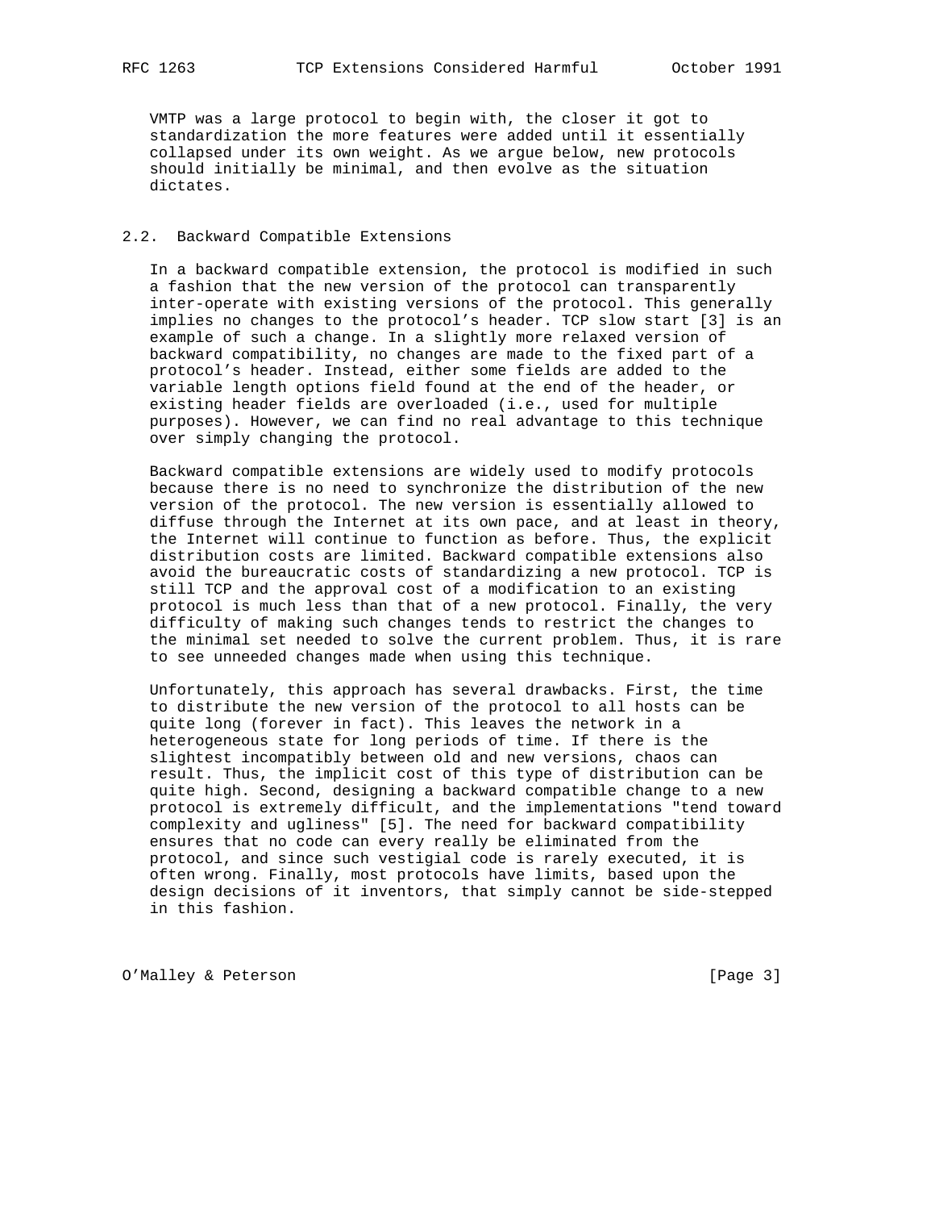VMTP was a large protocol to begin with, the closer it got to standardization the more features were added until it essentially collapsed under its own weight. As we argue below, new protocols should initially be minimal, and then evolve as the situation dictates.

### 2.2. Backward Compatible Extensions

In a backward compatible extension, the protocol is modified in such a fashion that the new version of the protocol can transparently inter-operate with existing versions of the protocol. This generally implies no changes to the protocol's header. TCP slow start [3] is an example of such a change. In a slightly more relaxed version of backward compatibility, no changes are made to the fixed part of a protocol's header. Instead, either some fields are added to the variable length options field found at the end of the header, or existing header fields are overloaded (i.e., used for multiple purposes). However, we can find no real advantage to this technique over simply changing the protocol.

Backward compatible extensions are widely used to modify protocols because there is no need to synchronize the distribution of the new version of the protocol. The new version is essentially allowed to diffuse through the Internet at its own pace, and at least in theory, the Internet will continue to function as before. Thus, the explicit distribution costs are limited. Backward compatible extensions also avoid the bureaucratic costs of standardizing a new protocol. TCP is still TCP and the approval cost of a modification to an existing protocol is much less than that of a new protocol. Finally, the very difficulty of making such changes tends to restrict the changes to the minimal set needed to solve the current problem. Thus, it is rare to see unneeded changes made when using this technique.

Unfortunately, this approach has several drawbacks. First, the time to distribute the new version of the protocol to all hosts can be quite long (forever in fact). This leaves the network in a heterogeneous state for long periods of time. If there is the slightest incompatibly between old and new versions, chaos can result. Thus, the implicit cost of this type of distribution can be quite high. Second, designing a backward compatible change to a new protocol is extremely difficult, and the implementations "tend toward complexity and ugliness" [5]. The need for backward compatibility ensures that no code can every really be eliminated from the protocol, and since such vestigial code is rarely executed, it is often wrong. Finally, most protocols have limits, based upon the design decisions of it inventors, that simply cannot be side-stepped in this fashion.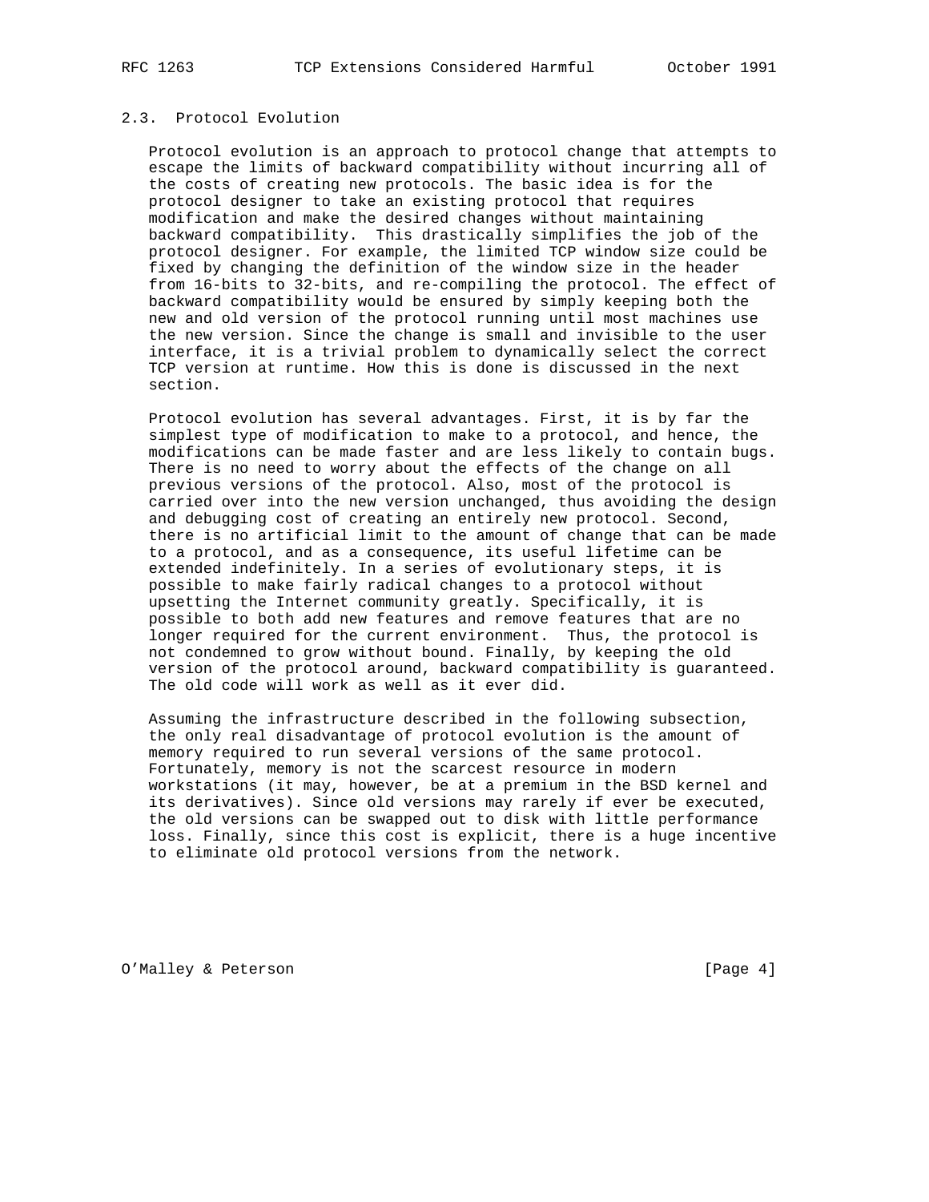## 2.3. Protocol Evolution

Protocol evolution is an approach to protocol change that attempts to escape the limits of backward compatibility without incurring all of the costs of creating new protocols. The basic idea is for the protocol designer to take an existing protocol that requires modification and make the desired changes without maintaining backward compatibility. This drastically simplifies the job of the protocol designer. For example, the limited TCP window size could be fixed by changing the definition of the window size in the header from 16-bits to 32-bits, and re-compiling the protocol. The effect of backward compatibility would be ensured by simply keeping both the new and old version of the protocol running until most machines use the new version. Since the change is small and invisible to the user interface, it is a trivial problem to dynamically select the correct TCP version at runtime. How this is done is discussed in the next section.

Protocol evolution has several advantages. First, it is by far the simplest type of modification to make to a protocol, and hence, the modifications can be made faster and are less likely to contain bugs. There is no need to worry about the effects of the change on all previous versions of the protocol. Also, most of the protocol is carried over into the new version unchanged, thus avoiding the design and debugging cost of creating an entirely new protocol. Second, there is no artificial limit to the amount of change that can be made to a protocol, and as a consequence, its useful lifetime can be extended indefinitely. In a series of evolutionary steps, it is possible to make fairly radical changes to a protocol without upsetting the Internet community greatly. Specifically, it is possible to both add new features and remove features that are no longer required for the current environment. Thus, the protocol is not condemned to grow without bound. Finally, by keeping the old version of the protocol around, backward compatibility is guaranteed. The old code will work as well as it ever did.

Assuming the infrastructure described in the following subsection, the only real disadvantage of protocol evolution is the amount of memory required to run several versions of the same protocol. Fortunately, memory is not the scarcest resource in modern workstations (it may, however, be at a premium in the BSD kernel and its derivatives). Since old versions may rarely if ever be executed, the old versions can be swapped out to disk with little performance loss. Finally, since this cost is explicit, there is a huge incentive to eliminate old protocol versions from the network.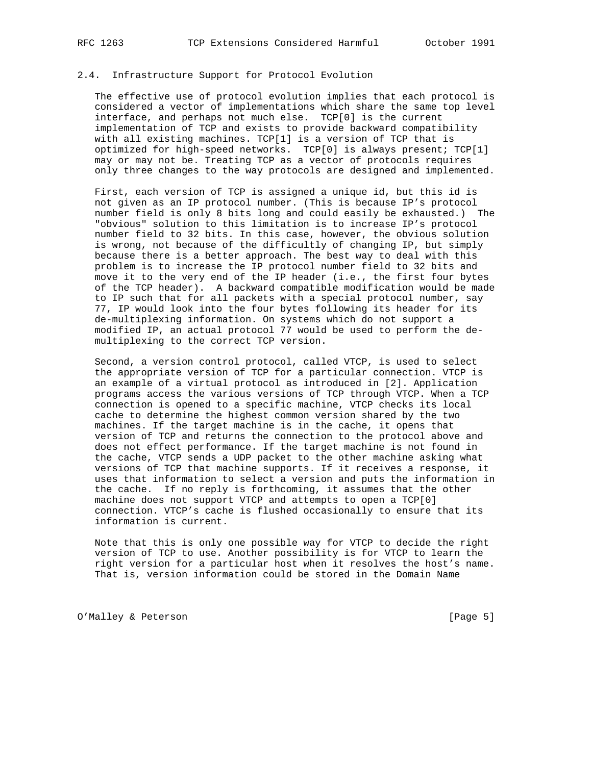## 2.4. Infrastructure Support for Protocol Evolution

The effective use of protocol evolution implies that each protocol is considered a vector of implementations which share the same top level interface, and perhaps not much else. TCP[0] is the current implementation of TCP and exists to provide backward compatibility with all existing machines. TCP[1] is a version of TCP that is optimized for high-speed networks. TCP[0] is always present; TCP[1] may or may not be. Treating TCP as a vector of protocols requires only three changes to the way protocols are designed and implemented.

First, each version of TCP is assigned a unique id, but this id is not given as an IP protocol number. (This is because IP's protocol number field is only 8 bits long and could easily be exhausted.) The "obvious" solution to this limitation is to increase IP's protocol number field to 32 bits. In this case, however, the obvious solution is wrong, not because of the difficultly of changing IP, but simply because there is a better approach. The best way to deal with this problem is to increase the IP protocol number field to 32 bits and move it to the very end of the IP header (i.e., the first four bytes of the TCP header). A backward compatible modification would be made to IP such that for all packets with a special protocol number, say 77, IP would look into the four bytes following its header for its de-multiplexing information. On systems which do not support a modified IP, an actual protocol 77 would be used to perform the de-multiplexing to the correct TCP version.

Second, a version control protocol, called VTCP, is used to select the appropriate version of TCP for a particular connection. VTCP is an example of a virtual protocol as introduced in [2]. Application programs access the various versions of TCP through VTCP. When a TCP connection is opened to a specific machine, VTCP checks its local cache to determine the highest common version shared by the two machines. If the target machine is in the cache, it opens that version of TCP and returns the connection to the protocol above and does not effect performance. If the target machine is not found in the cache, VTCP sends a UDP packet to the other machine asking what versions of TCP that machine supports. If it receives a response, it uses that information to select a version and puts the information in the cache. If no reply is forthcoming, it assumes that the other machine does not support VTCP and attempts to open a TCP[0] connection. VTCP's cache is flushed occasionally to ensure that its information is current.

Note that this is only one possible way for VTCP to decide the right version of TCP to use. Another possibility is for VTCP to learn the right version for a particular host when it resolves the host's name. That is, version information could be stored in the Domain Name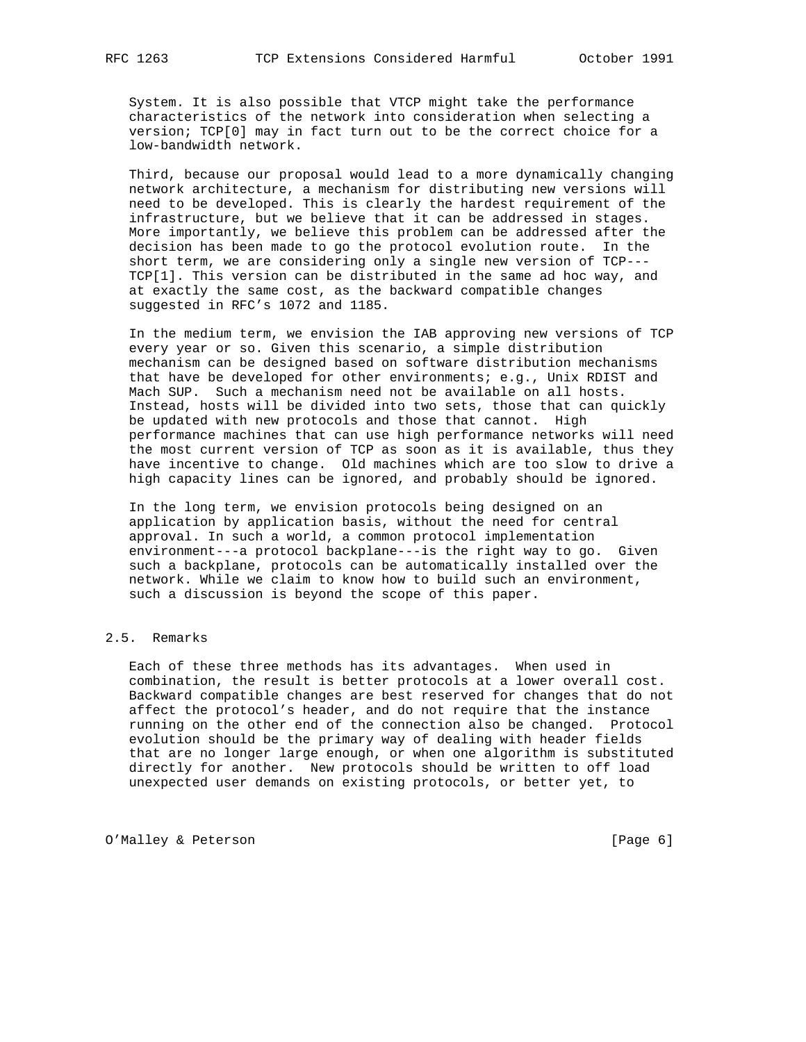System. It is also possible that VTCP might take the performance characteristics of the network into consideration when selecting a version; TCP[0] may in fact turn out to be the correct choice for a low-bandwidth network.

Third, because our proposal would lead to a more dynamically changing network architecture, a mechanism for distributing new versions will need to be developed. This is clearly the hardest requirement of the infrastructure, but we believe that it can be addressed in stages. More importantly, we believe this problem can be addressed after the decision has been made to go the protocol evolution route. In the short term, we are considering only a single new version of TCP---TCP[1]. This version can be distributed in the same ad hoc way, and at exactly the same cost, as the backward compatible changes suggested in RFC's 1072 and 1185.

In the medium term, we envision the IAB approving new versions of TCP every year or so. Given this scenario, a simple distribution mechanism can be designed based on software distribution mechanisms that have be developed for other environments; e.g., Unix RDIST and Mach SUP. Such a mechanism need not be available on all hosts. Instead, hosts will be divided into two sets, those that can quickly be updated with new protocols and those that cannot. High performance machines that can use high performance networks will need the most current version of TCP as soon as it is available, thus they have incentive to change. Old machines which are too slow to drive a high capacity lines can be ignored, and probably should be ignored.

In the long term, we envision protocols being designed on an application by application basis, without the need for central approval. In such a world, a common protocol implementation environment---a protocol backplane---is the right way to go. Given such a backplane, protocols can be automatically installed over the network. While we claim to know how to build such an environment, such a discussion is beyond the scope of this paper.

## 2.5. Remarks

Each of these three methods has its advantages. When used in combination, the result is better protocols at a lower overall cost. Backward compatible changes are best reserved for changes that do not affect the protocol's header, and do not require that the instance running on the other end of the connection also be changed. Protocol evolution should be the primary way of dealing with header fields that are no longer large enough, or when one algorithm is substituted directly for another. New protocols should be written to off load unexpected user demands on existing protocols, or better yet, to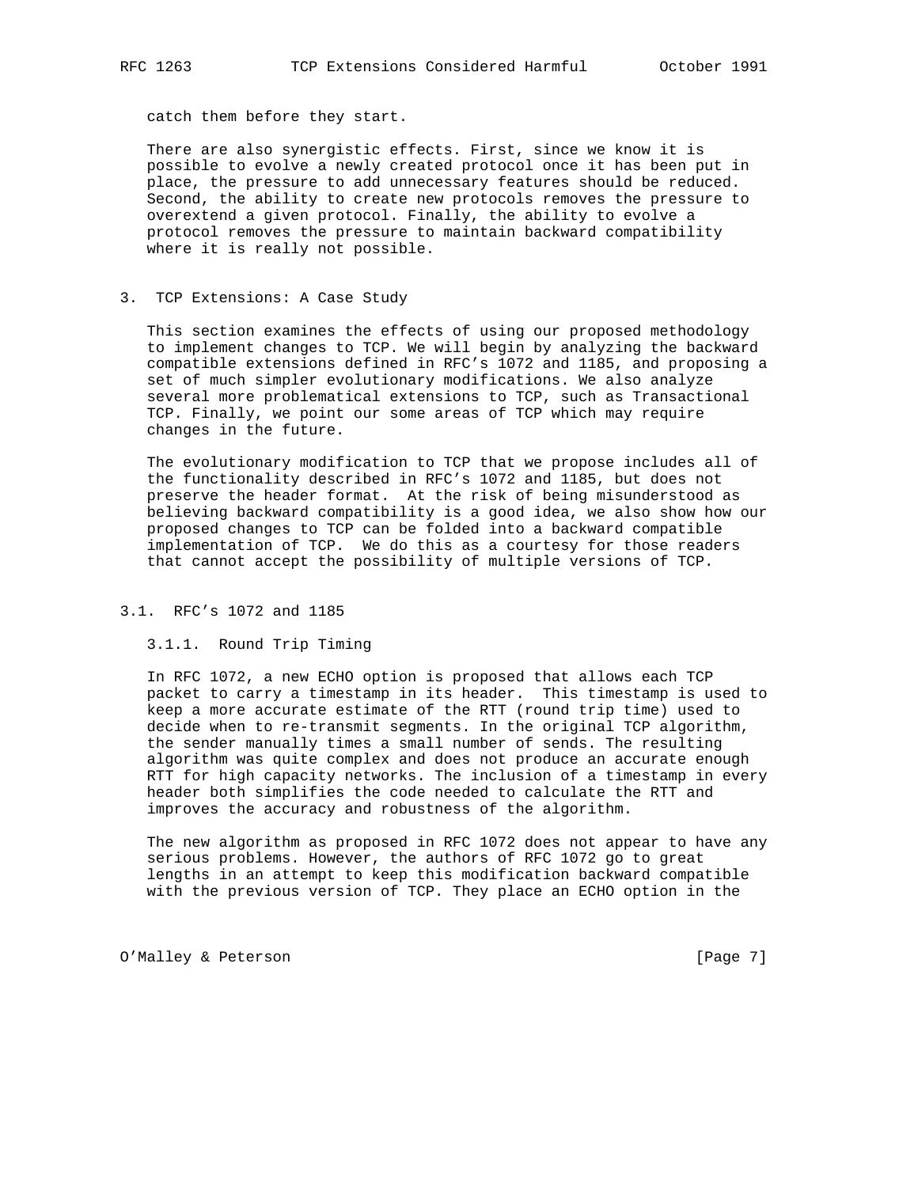catch them before they start.

There are also synergistic effects. First, since we know it is possible to evolve a newly created protocol once it has been put in place, the pressure to add unnecessary features should be reduced. Second, the ability to create new protocols removes the pressure to overextend a given protocol. Finally, the ability to evolve a protocol removes the pressure to maintain backward compatibility where it is really not possible.

## 3. TCP Extensions: A Case Study

This section examines the effects of using our proposed methodology to implement changes to TCP. We will begin by analyzing the backward compatible extensions defined in RFC's 1072 and 1185, and proposing a set of much simpler evolutionary modifications. We also analyze several more problematical extensions to TCP, such as Transactional TCP. Finally, we point our some areas of TCP which may require changes in the future.

The evolutionary modification to TCP that we propose includes all of the functionality described in RFC's 1072 and 1185, but does not preserve the header format. At the risk of being misunderstood as believing backward compatibility is a good idea, we also show how our proposed changes to TCP can be folded into a backward compatible implementation of TCP. We do this as a courtesy for those readers that cannot accept the possibility of multiple versions of TCP.

### 3.1. RFC's 1072 and 1185

#### 3.1.1. Round Trip Timing

In RFC 1072, a new ECHO option is proposed that allows each TCP packet to carry a timestamp in its header. This timestamp is used to keep a more accurate estimate of the RTT (round trip time) used to decide when to re-transmit segments. In the original TCP algorithm, the sender manually times a small number of sends. The resulting algorithm was quite complex and does not produce an accurate enough RTT for high capacity networks. The inclusion of a timestamp in every header both simplifies the code needed to calculate the RTT and improves the accuracy and robustness of the algorithm.

The new algorithm as proposed in RFC 1072 does not appear to have any serious problems. However, the authors of RFC 1072 go to great lengths in an attempt to keep this modification backward compatible with the previous version of TCP. They place an ECHO option in the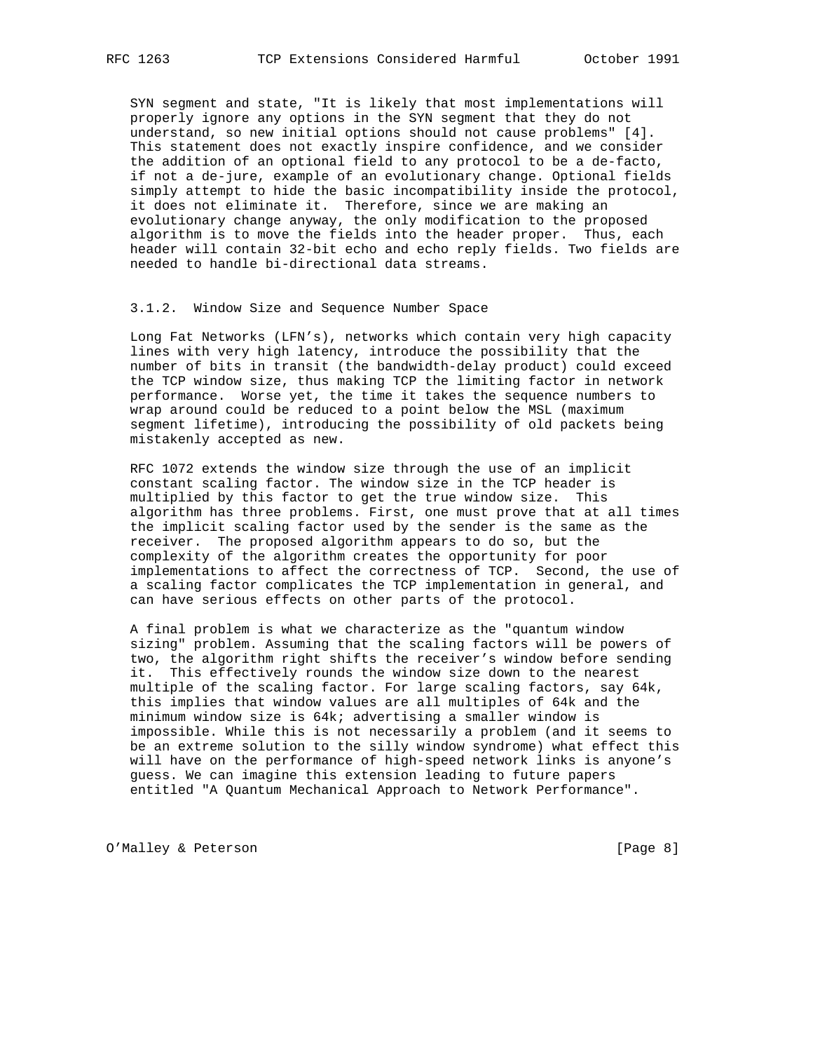SYN segment and state, "It is likely that most implementations will properly ignore any options in the SYN segment that they do not understand, so new initial options should not cause problems" [4]. This statement does not exactly inspire confidence, and we consider the addition of an optional field to any protocol to be a de-facto, if not a de-jure, example of an evolutionary change. Optional fields simply attempt to hide the basic incompatibility inside the protocol, it does not eliminate it. Therefore, since we are making an evolutionary change anyway, the only modification to the proposed algorithm is to move the fields into the header proper. Thus, each header will contain 32-bit echo and echo reply fields. Two fields are needed to handle bi-directional data streams.

### 3.1.2. Window Size and Sequence Number Space

Long Fat Networks (LFN's), networks which contain very high capacity lines with very high latency, introduce the possibility that the number of bits in transit (the bandwidth-delay product) could exceed the TCP window size, thus making TCP the limiting factor in network performance. Worse yet, the time it takes the sequence numbers to wrap around could be reduced to a point below the MSL (maximum segment lifetime), introducing the possibility of old packets being mistakenly accepted as new.

RFC 1072 extends the window size through the use of an implicit constant scaling factor. The window size in the TCP header is multiplied by this factor to get the true window size. This algorithm has three problems. First, one must prove that at all times the implicit scaling factor used by the sender is the same as the receiver. The proposed algorithm appears to do so, but the complexity of the algorithm creates the opportunity for poor implementations to affect the correctness of TCP. Second, the use of a scaling factor complicates the TCP implementation in general, and can have serious effects on other parts of the protocol.

A final problem is what we characterize as the "quantum window sizing" problem. Assuming that the scaling factors will be powers of two, the algorithm right shifts the receiver's window before sending it. This effectively rounds the window size down to the nearest multiple of the scaling factor. For large scaling factors, say 64k, this implies that window values are all multiples of 64k and the minimum window size is 64k; advertising a smaller window is impossible. While this is not necessarily a problem (and it seems to be an extreme solution to the silly window syndrome) what effect this will have on the performance of high-speed network links is anyone's guess. We can imagine this extension leading to future papers entitled "A Quantum Mechanical Approach to Network Performance".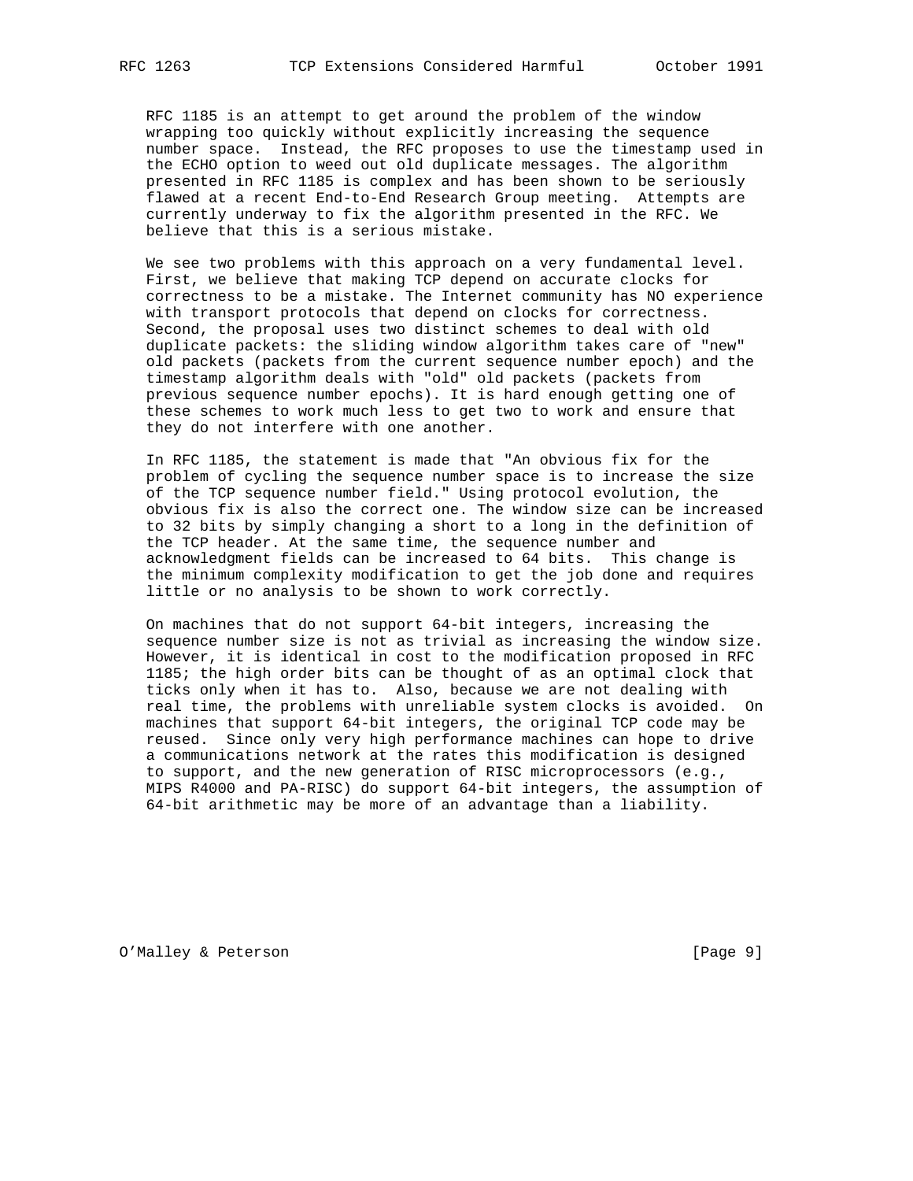RFC 1185 is an attempt to get around the problem of the window wrapping too quickly without explicitly increasing the sequence number space. Instead, the RFC proposes to use the timestamp used in the ECHO option to weed out old duplicate messages. The algorithm presented in RFC 1185 is complex and has been shown to be seriously flawed at a recent End-to-End Research Group meeting. Attempts are currently underway to fix the algorithm presented in the RFC. We believe that this is a serious mistake.

We see two problems with this approach on a very fundamental level. First, we believe that making TCP depend on accurate clocks for correctness to be a mistake. The Internet community has NO experience with transport protocols that depend on clocks for correctness. Second, the proposal uses two distinct schemes to deal with old duplicate packets: the sliding window algorithm takes care of "new" old packets (packets from the current sequence number epoch) and the timestamp algorithm deals with "old" old packets (packets from previous sequence number epochs). It is hard enough getting one of these schemes to work much less to get two to work and ensure that they do not interfere with one another.

In RFC 1185, the statement is made that "An obvious fix for the problem of cycling the sequence number space is to increase the size of the TCP sequence number field." Using protocol evolution, the obvious fix is also the correct one. The window size can be increased to 32 bits by simply changing a short to a long in the definition of the TCP header. At the same time, the sequence number and acknowledgment fields can be increased to 64 bits. This change is the minimum complexity modification to get the job done and requires little or no analysis to be shown to work correctly.

On machines that do not support 64-bit integers, increasing the sequence number size is not as trivial as increasing the window size. However, it is identical in cost to the modification proposed in RFC 1185; the high order bits can be thought of as an optimal clock that ticks only when it has to. Also, because we are not dealing with real time, the problems with unreliable system clocks is avoided. On machines that support 64-bit integers, the original TCP code may be reused. Since only very high performance machines can hope to drive a communications network at the rates this modification is designed to support, and the new generation of RISC microprocessors (e.g., MIPS R4000 and PA-RISC) do support 64-bit integers, the assumption of 64-bit arithmetic may be more of an advantage than a liability.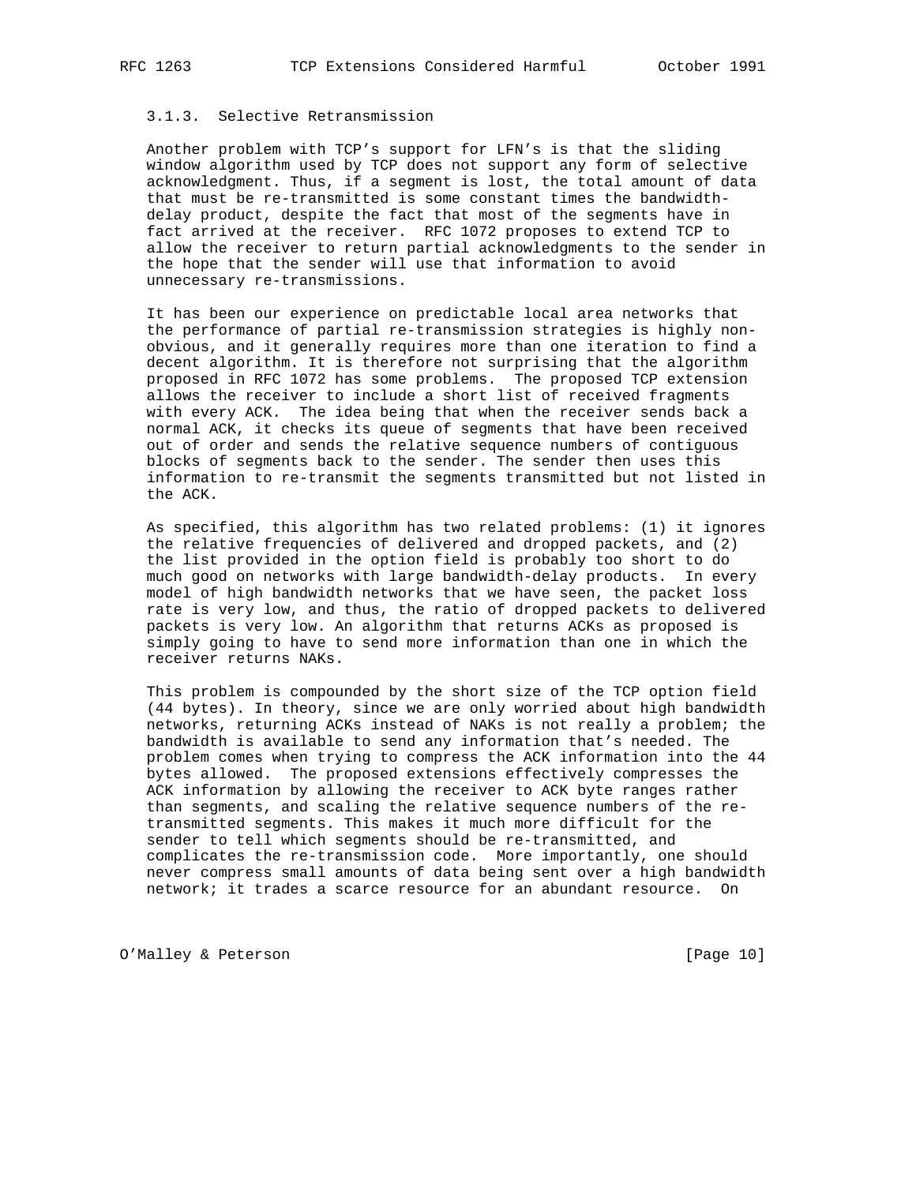### 3.1.3. Selective Retransmission

Another problem with TCP's support for LFN's is that the sliding window algorithm used by TCP does not support any form of selective acknowledgment. Thus, if a segment is lost, the total amount of data that must be re-transmitted is some constant times the bandwidth-delay product, despite the fact that most of the segments have in fact arrived at the receiver. RFC 1072 proposes to extend TCP to allow the receiver to return partial acknowledgments to the sender in the hope that the sender will use that information to avoid unnecessary re-transmissions.

It has been our experience on predictable local area networks that the performance of partial re-transmission strategies is highly non-obvious, and it generally requires more than one iteration to find a decent algorithm. It is therefore not surprising that the algorithm proposed in RFC 1072 has some problems. The proposed TCP extension allows the receiver to include a short list of received fragments with every ACK. The idea being that when the receiver sends back a normal ACK, it checks its queue of segments that have been received out of order and sends the relative sequence numbers of contiguous blocks of segments back to the sender. The sender then uses this information to re-transmit the segments transmitted but not listed in the ACK.

As specified, this algorithm has two related problems: (1) it ignores the relative frequencies of delivered and dropped packets, and (2) the list provided in the option field is probably too short to do much good on networks with large bandwidth-delay products. In every model of high bandwidth networks that we have seen, the packet loss rate is very low, and thus, the ratio of dropped packets to delivered packets is very low. An algorithm that returns ACKs as proposed is simply going to have to send more information than one in which the receiver returns NAKs.

This problem is compounded by the short size of the TCP option field (44 bytes). In theory, since we are only worried about high bandwidth networks, returning ACKs instead of NAKs is not really a problem; the bandwidth is available to send any information that's needed. The problem comes when trying to compress the ACK information into the 44 bytes allowed. The proposed extensions effectively compresses the ACK information by allowing the receiver to ACK byte ranges rather than segments, and scaling the relative sequence numbers of the re-transmitted segments. This makes it much more difficult for the sender to tell which segments should be re-transmitted, and complicates the re-transmission code. More importantly, one should never compress small amounts of data being sent over a high bandwidth network; it trades a scarce resource for an abundant resource. On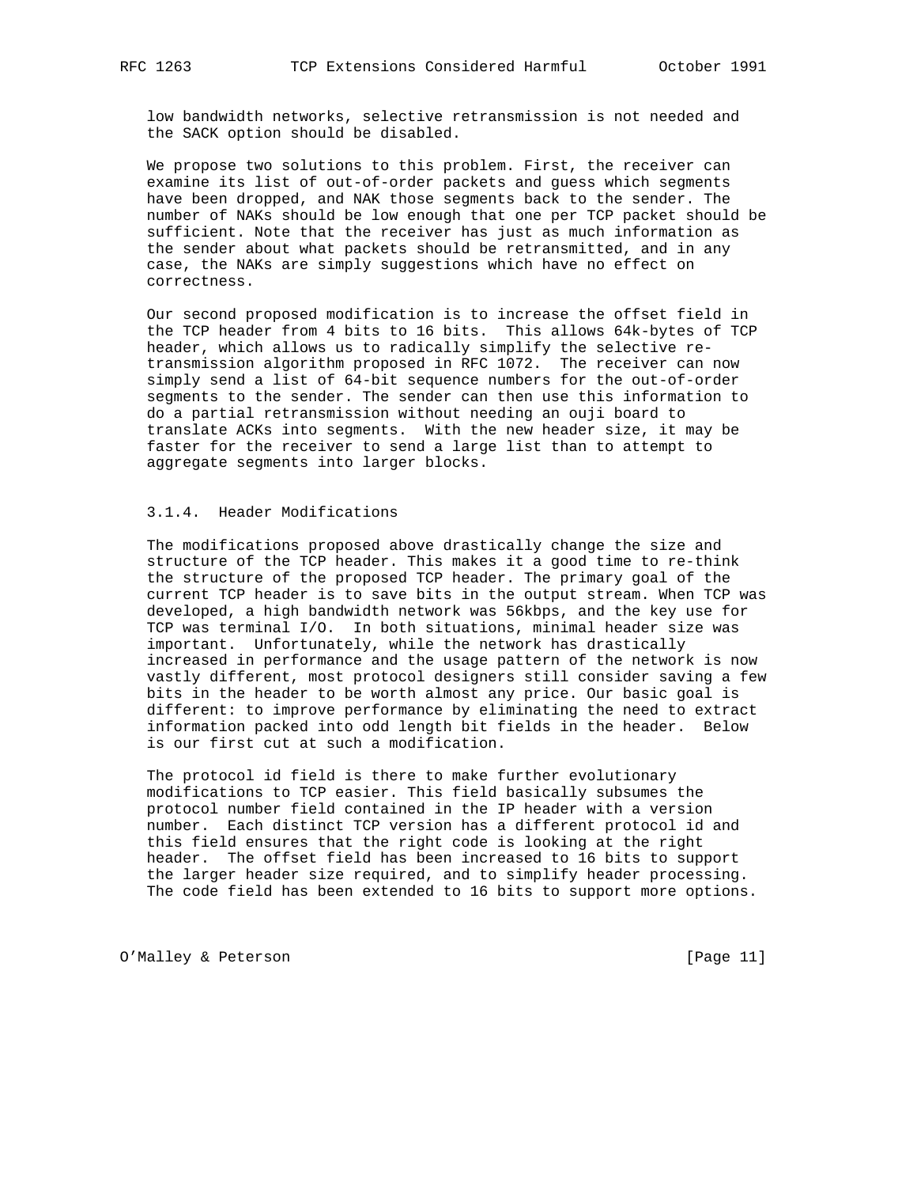low bandwidth networks, selective retransmission is not needed and the SACK option should be disabled.

We propose two solutions to this problem. First, the receiver can examine its list of out-of-order packets and guess which segments have been dropped, and NAK those segments back to the sender. The number of NAKs should be low enough that one per TCP packet should be sufficient. Note that the receiver has just as much information as the sender about what packets should be retransmitted, and in any case, the NAKs are simply suggestions which have no effect on correctness.

Our second proposed modification is to increase the offset field in the TCP header from 4 bits to 16 bits. This allows 64k-bytes of TCP header, which allows us to radically simplify the selective re-transmission algorithm proposed in RFC 1072. The receiver can now simply send a list of 64-bit sequence numbers for the out-of-order segments to the sender. The sender can then use this information to do a partial retransmission without needing an ouji board to translate ACKs into segments. With the new header size, it may be faster for the receiver to send a large list than to attempt to aggregate segments into larger blocks.

### 3.1.4. Header Modifications

The modifications proposed above drastically change the size and structure of the TCP header. This makes it a good time to re-think the structure of the proposed TCP header. The primary goal of the current TCP header is to save bits in the output stream. When TCP was developed, a high bandwidth network was 56kbps, and the key use for TCP was terminal I/O. In both situations, minimal header size was important. Unfortunately, while the network has drastically increased in performance and the usage pattern of the network is now vastly different, most protocol designers still consider saving a few bits in the header to be worth almost any price. Our basic goal is different: to improve performance by eliminating the need to extract information packed into odd length bit fields in the header. Below is our first cut at such a modification.

The protocol id field is there to make further evolutionary modifications to TCP easier. This field basically subsumes the protocol number field contained in the IP header with a version number. Each distinct TCP version has a different protocol id and this field ensures that the right code is looking at the right header. The offset field has been increased to 16 bits to support the larger header size required, and to simplify header processing. The code field has been extended to 16 bits to support more options.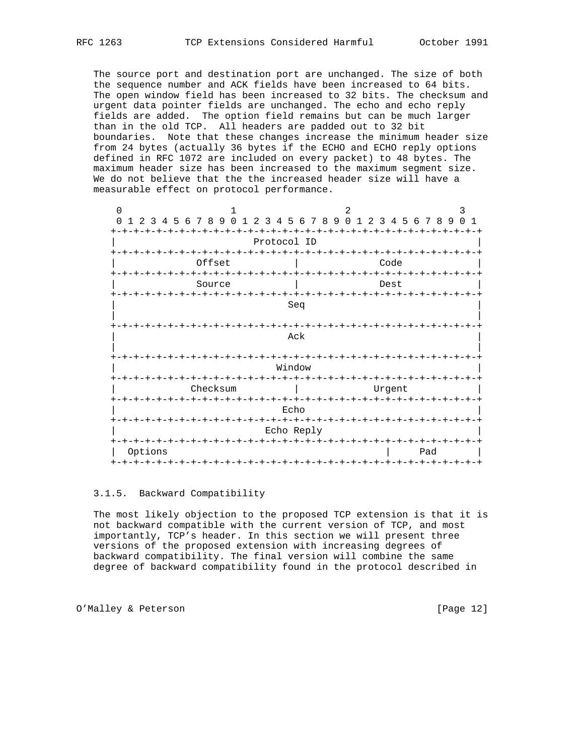The source port and destination port are unchanged. The size of both the sequence number and ACK fields have been increased to 64 bits. The open window field has been increased to 32 bits. The checksum and urgent data pointer fields are unchanged. The echo and echo reply fields are added. The option field remains but can be much larger than in the old TCP. All headers are padded out to 32 bit boundaries. Note that these changes increase the minimum header size from 24 bytes (actually 36 bytes if the ECHO and ECHO reply options defined in RFC 1072 are included on every packet) to 48 bytes. The maximum header size has been increased to the maximum segment size. We do not believe that the the increased header size will have a measurable effect on protocol performance.

```
 0                   1                   2                   3
 0 1 2 3 4 5 6 7 8 9 0 1 2 3 4 5 6 7 8 9 0 1 2 3 4 5 6 7 8 9 0 1
+-+-+-+-+-+-+-+-+-+-+-+-+-+-+-+-+-+-+-+-+-+-+-+-+-+-+-+-+-+-+-+-+
|                          Protocol ID                          |
+-+-+-+-+-+-+-+-+-+-+-+-+-+-+-+-+-+-+-+-+-+-+-+-+-+-+-+-+-+-+-+-+
|             Offset            |              Code             |
+-+-+-+-+-+-+-+-+-+-+-+-+-+-+-+-+-+-+-+-+-+-+-+-+-+-+-+-+-+-+-+-+
|             Source            |              Dest             |
+-+-+-+-+-+-+-+-+-+-+-+-+-+-+-+-+-+-+-+-+-+-+-+-+-+-+-+-+-+-+-+-+
|                              Seq                              |
|                                                               |
+-+-+-+-+-+-+-+-+-+-+-+-+-+-+-+-+-+-+-+-+-+-+-+-+-+-+-+-+-+-+-+-+
|                              Ack                              |
|                                                               |
+-+-+-+-+-+-+-+-+-+-+-+-+-+-+-+-+-+-+-+-+-+-+-+-+-+-+-+-+-+-+-+-+
|                             Window                            |
+-+-+-+-+-+-+-+-+-+-+-+-+-+-+-+-+-+-+-+-+-+-+-+-+-+-+-+-+-+-+-+-+
|            Checksum           |             Urgent            |
+-+-+-+-+-+-+-+-+-+-+-+-+-+-+-+-+-+-+-+-+-+-+-+-+-+-+-+-+-+-+-+-+
|                              Echo                             |
+-+-+-+-+-+-+-+-+-+-+-+-+-+-+-+-+-+-+-+-+-+-+-+-+-+-+-+-+-+-+-+-+
|                           Echo Reply                          |
+-+-+-+-+-+-+-+-+-+-+-+-+-+-+-+-+-+-+-+-+-+-+-+-+-+-+-+-+-+-+-+-+
|  Options                                      |      Pad      |
+-+-+-+-+-+-+-+-+-+-+-+-+-+-+-+-+-+-+-+-+-+-+-+-+-+-+-+-+-+-+-+-+
```

### 3.1.5. Backward Compatibility

The most likely objection to the proposed TCP extension is that it is not backward compatible with the current version of TCP, and most importantly, TCP's header. In this section we will present three versions of the proposed extension with increasing degrees of backward compatibility. The final version will combine the same degree of backward compatibility found in the protocol described in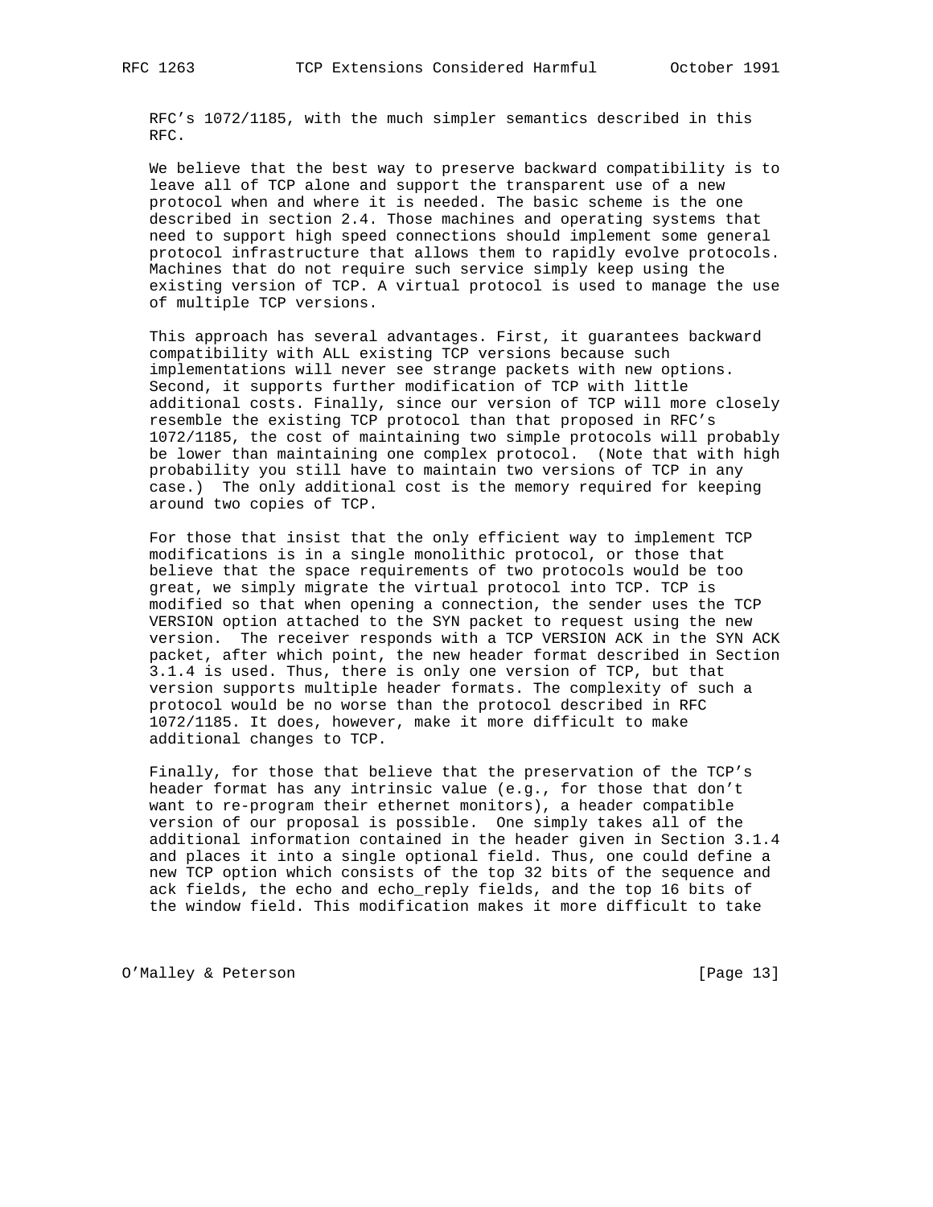RFC's 1072/1185, with the much simpler semantics described in this RFC.

We believe that the best way to preserve backward compatibility is to leave all of TCP alone and support the transparent use of a new protocol when and where it is needed. The basic scheme is the one described in section 2.4. Those machines and operating systems that need to support high speed connections should implement some general protocol infrastructure that allows them to rapidly evolve protocols. Machines that do not require such service simply keep using the existing version of TCP. A virtual protocol is used to manage the use of multiple TCP versions.

This approach has several advantages. First, it guarantees backward compatibility with ALL existing TCP versions because such implementations will never see strange packets with new options. Second, it supports further modification of TCP with little additional costs. Finally, since our version of TCP will more closely resemble the existing TCP protocol than that proposed in RFC's 1072/1185, the cost of maintaining two simple protocols will probably be lower than maintaining one complex protocol. (Note that with high probability you still have to maintain two versions of TCP in any case.) The only additional cost is the memory required for keeping around two copies of TCP.

For those that insist that the only efficient way to implement TCP modifications is in a single monolithic protocol, or those that believe that the space requirements of two protocols would be too great, we simply migrate the virtual protocol into TCP. TCP is modified so that when opening a connection, the sender uses the TCP VERSION option attached to the SYN packet to request using the new version. The receiver responds with a TCP VERSION ACK in the SYN ACK packet, after which point, the new header format described in Section 3.1.4 is used. Thus, there is only one version of TCP, but that version supports multiple header formats. The complexity of such a protocol would be no worse than the protocol described in RFC 1072/1185. It does, however, make it more difficult to make additional changes to TCP.

Finally, for those that believe that the preservation of the TCP's header format has any intrinsic value (e.g., for those that don't want to re-program their ethernet monitors), a header compatible version of our proposal is possible. One simply takes all of the additional information contained in the header given in Section 3.1.4 and places it into a single optional field. Thus, one could define a new TCP option which consists of the top 32 bits of the sequence and ack fields, the echo and echo_reply fields, and the top 16 bits of the window field. This modification makes it more difficult to take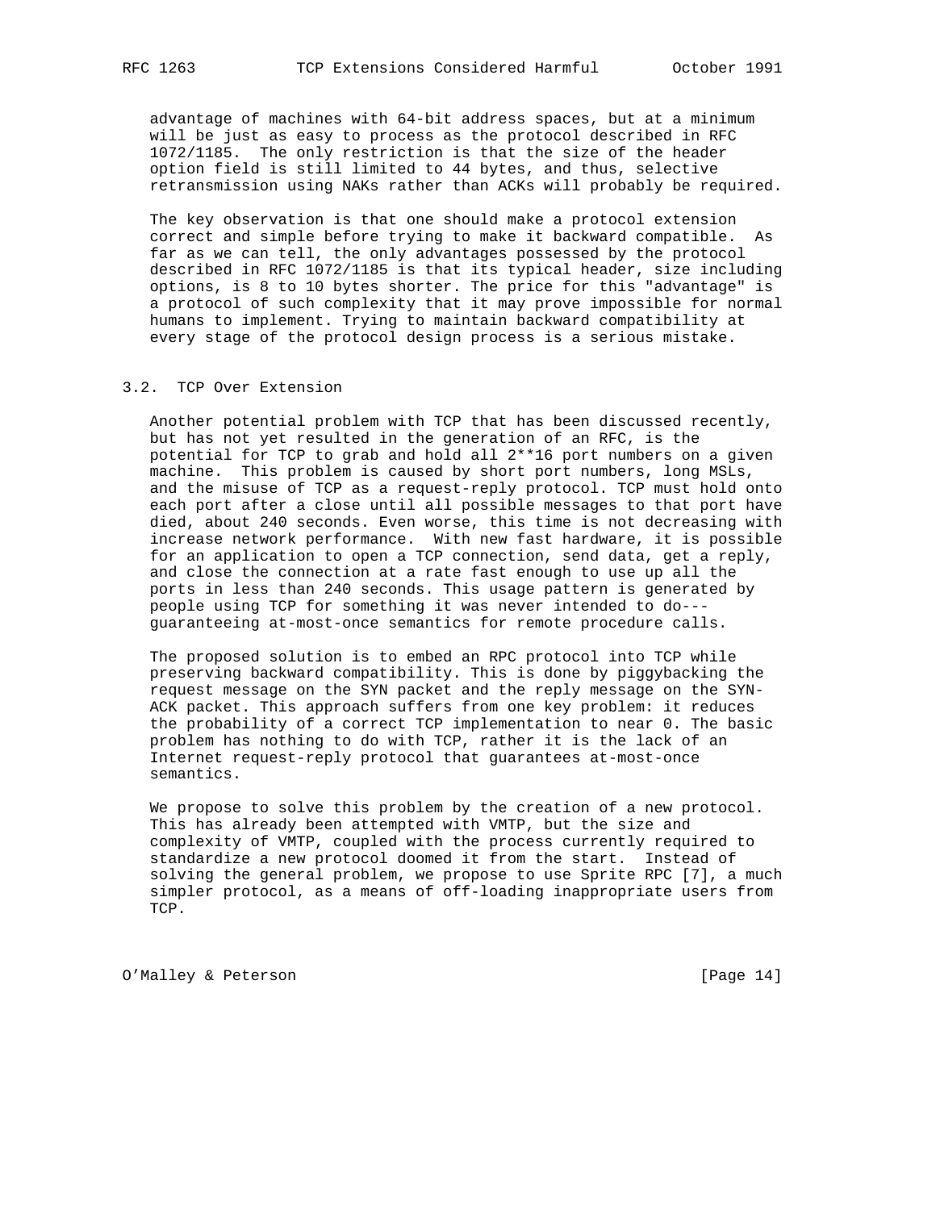advantage of machines with 64-bit address spaces, but at a minimum will be just as easy to process as the protocol described in RFC 1072/1185. The only restriction is that the size of the header option field is still limited to 44 bytes, and thus, selective retransmission using NAKs rather than ACKs will probably be required.

The key observation is that one should make a protocol extension correct and simple before trying to make it backward compatible. As far as we can tell, the only advantages possessed by the protocol described in RFC 1072/1185 is that its typical header, size including options, is 8 to 10 bytes shorter. The price for this "advantage" is a protocol of such complexity that it may prove impossible for normal humans to implement. Trying to maintain backward compatibility at every stage of the protocol design process is a serious mistake.

### 3.2. TCP Over Extension

Another potential problem with TCP that has been discussed recently, but has not yet resulted in the generation of an RFC, is the potential for TCP to grab and hold all 2**16 port numbers on a given machine. This problem is caused by short port numbers, long MSLs, and the misuse of TCP as a request-reply protocol. TCP must hold onto each port after a close until all possible messages to that port have died, about 240 seconds. Even worse, this time is not decreasing with increase network performance. With new fast hardware, it is possible for an application to open a TCP connection, send data, get a reply, and close the connection at a rate fast enough to use up all the ports in less than 240 seconds. This usage pattern is generated by people using TCP for something it was never intended to do--- guaranteeing at-most-once semantics for remote procedure calls.

The proposed solution is to embed an RPC protocol into TCP while preserving backward compatibility. This is done by piggybacking the request message on the SYN packet and the reply message on the SYN-ACK packet. This approach suffers from one key problem: it reduces the probability of a correct TCP implementation to near 0. The basic problem has nothing to do with TCP, rather it is the lack of an Internet request-reply protocol that guarantees at-most-once semantics.

We propose to solve this problem by the creation of a new protocol. This has already been attempted with VMTP, but the size and complexity of VMTP, coupled with the process currently required to standardize a new protocol doomed it from the start. Instead of solving the general problem, we propose to use Sprite RPC [7], a much simpler protocol, as a means of off-loading inappropriate users from TCP.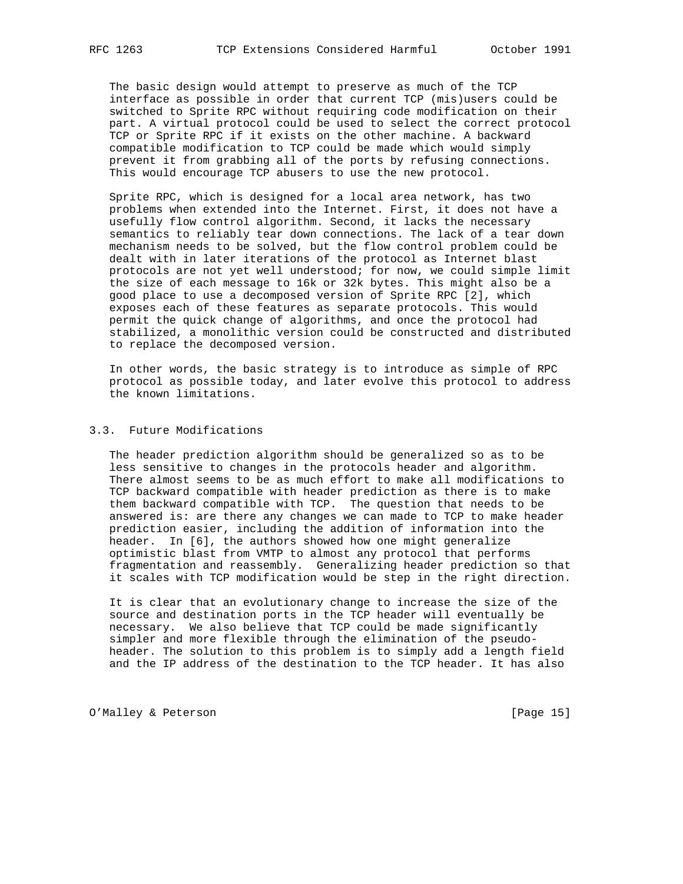The basic design would attempt to preserve as much of the TCP interface as possible in order that current TCP (mis)users could be switched to Sprite RPC without requiring code modification on their part. A virtual protocol could be used to select the correct protocol TCP or Sprite RPC if it exists on the other machine. A backward compatible modification to TCP could be made which would simply prevent it from grabbing all of the ports by refusing connections. This would encourage TCP abusers to use the new protocol.

Sprite RPC, which is designed for a local area network, has two problems when extended into the Internet. First, it does not have a usefully flow control algorithm. Second, it lacks the necessary semantics to reliably tear down connections. The lack of a tear down mechanism needs to be solved, but the flow control problem could be dealt with in later iterations of the protocol as Internet blast protocols are not yet well understood; for now, we could simple limit the size of each message to 16k or 32k bytes. This might also be a good place to use a decomposed version of Sprite RPC [2], which exposes each of these features as separate protocols. This would permit the quick change of algorithms, and once the protocol had stabilized, a monolithic version could be constructed and distributed to replace the decomposed version.

In other words, the basic strategy is to introduce as simple of RPC protocol as possible today, and later evolve this protocol to address the known limitations.

### 3.3. Future Modifications

The header prediction algorithm should be generalized so as to be less sensitive to changes in the protocols header and algorithm. There almost seems to be as much effort to make all modifications to TCP backward compatible with header prediction as there is to make them backward compatible with TCP. The question that needs to be answered is: are there any changes we can made to TCP to make header prediction easier, including the addition of information into the header. In [6], the authors showed how one might generalize optimistic blast from VMTP to almost any protocol that performs fragmentation and reassembly. Generalizing header prediction so that it scales with TCP modification would be step in the right direction.

It is clear that an evolutionary change to increase the size of the source and destination ports in the TCP header will eventually be necessary. We also believe that TCP could be made significantly simpler and more flexible through the elimination of the pseudo-header. The solution to this problem is to simply add a length field and the IP address of the destination to the TCP header. It has also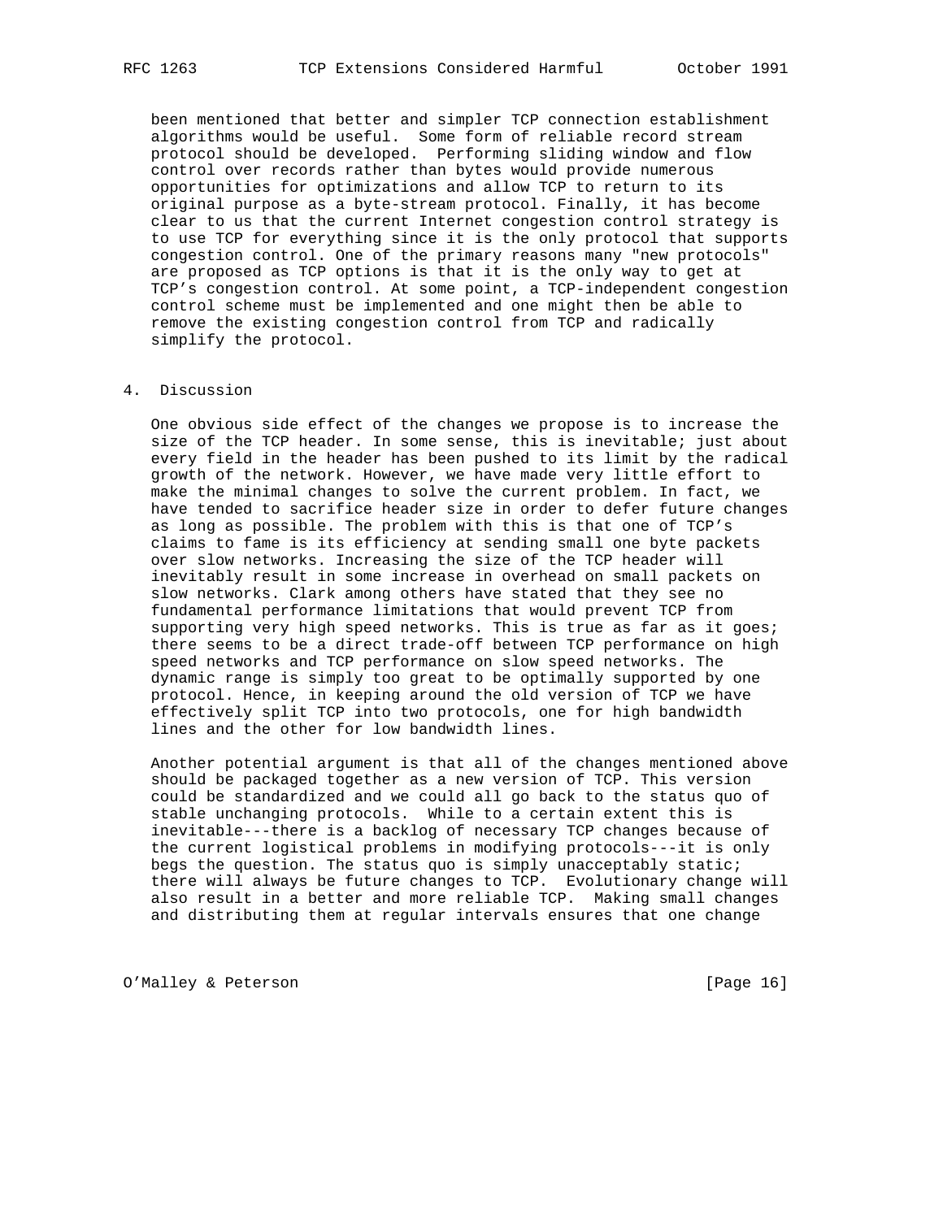been mentioned that better and simpler TCP connection establishment algorithms would be useful. Some form of reliable record stream protocol should be developed. Performing sliding window and flow control over records rather than bytes would provide numerous opportunities for optimizations and allow TCP to return to its original purpose as a byte-stream protocol. Finally, it has become clear to us that the current Internet congestion control strategy is to use TCP for everything since it is the only protocol that supports congestion control. One of the primary reasons many "new protocols" are proposed as TCP options is that it is the only way to get at TCP's congestion control. At some point, a TCP-independent congestion control scheme must be implemented and one might then be able to remove the existing congestion control from TCP and radically simplify the protocol.

## 4. Discussion

One obvious side effect of the changes we propose is to increase the size of the TCP header. In some sense, this is inevitable; just about every field in the header has been pushed to its limit by the radical growth of the network. However, we have made very little effort to make the minimal changes to solve the current problem. In fact, we have tended to sacrifice header size in order to defer future changes as long as possible. The problem with this is that one of TCP's claims to fame is its efficiency at sending small one byte packets over slow networks. Increasing the size of the TCP header will inevitably result in some increase in overhead on small packets on slow networks. Clark among others have stated that they see no fundamental performance limitations that would prevent TCP from supporting very high speed networks. This is true as far as it goes; there seems to be a direct trade-off between TCP performance on high speed networks and TCP performance on slow speed networks. The dynamic range is simply too great to be optimally supported by one protocol. Hence, in keeping around the old version of TCP we have effectively split TCP into two protocols, one for high bandwidth lines and the other for low bandwidth lines.

Another potential argument is that all of the changes mentioned above should be packaged together as a new version of TCP. This version could be standardized and we could all go back to the status quo of stable unchanging protocols. While to a certain extent this is inevitable---there is a backlog of necessary TCP changes because of the current logistical problems in modifying protocols---it is only begs the question. The status quo is simply unacceptably static; there will always be future changes to TCP. Evolutionary change will also result in a better and more reliable TCP. Making small changes and distributing them at regular intervals ensures that one change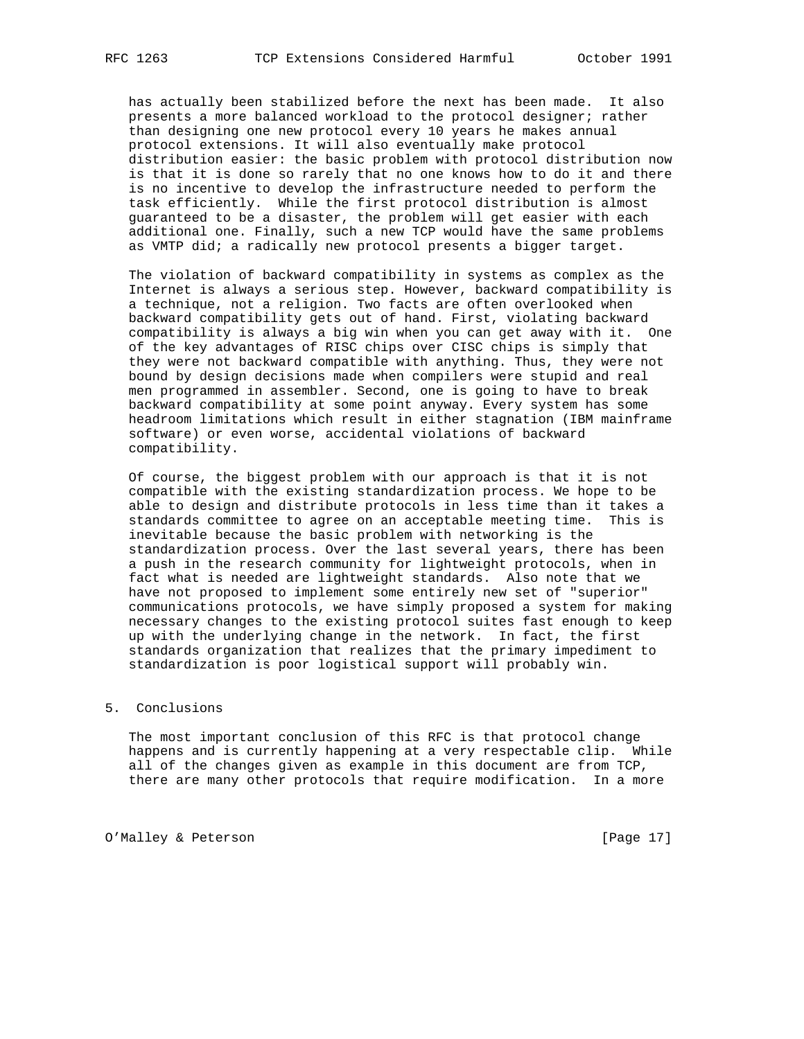has actually been stabilized before the next has been made. It also presents a more balanced workload to the protocol designer; rather than designing one new protocol every 10 years he makes annual protocol extensions. It will also eventually make protocol distribution easier: the basic problem with protocol distribution now is that it is done so rarely that no one knows how to do it and there is no incentive to develop the infrastructure needed to perform the task efficiently. While the first protocol distribution is almost guaranteed to be a disaster, the problem will get easier with each additional one. Finally, such a new TCP would have the same problems as VMTP did; a radically new protocol presents a bigger target.

The violation of backward compatibility in systems as complex as the Internet is always a serious step. However, backward compatibility is a technique, not a religion. Two facts are often overlooked when backward compatibility gets out of hand. First, violating backward compatibility is always a big win when you can get away with it. One of the key advantages of RISC chips over CISC chips is simply that they were not backward compatible with anything. Thus, they were not bound by design decisions made when compilers were stupid and real men programmed in assembler. Second, one is going to have to break backward compatibility at some point anyway. Every system has some headroom limitations which result in either stagnation (IBM mainframe software) or even worse, accidental violations of backward compatibility.

Of course, the biggest problem with our approach is that it is not compatible with the existing standardization process. We hope to be able to design and distribute protocols in less time than it takes a standards committee to agree on an acceptable meeting time. This is inevitable because the basic problem with networking is the standardization process. Over the last several years, there has been a push in the research community for lightweight protocols, when in fact what is needed are lightweight standards. Also note that we have not proposed to implement some entirely new set of "superior" communications protocols, we have simply proposed a system for making necessary changes to the existing protocol suites fast enough to keep up with the underlying change in the network. In fact, the first standards organization that realizes that the primary impediment to standardization is poor logistical support will probably win.

## 5. Conclusions

The most important conclusion of this RFC is that protocol change happens and is currently happening at a very respectable clip. While all of the changes given as example in this document are from TCP, there are many other protocols that require modification. In a more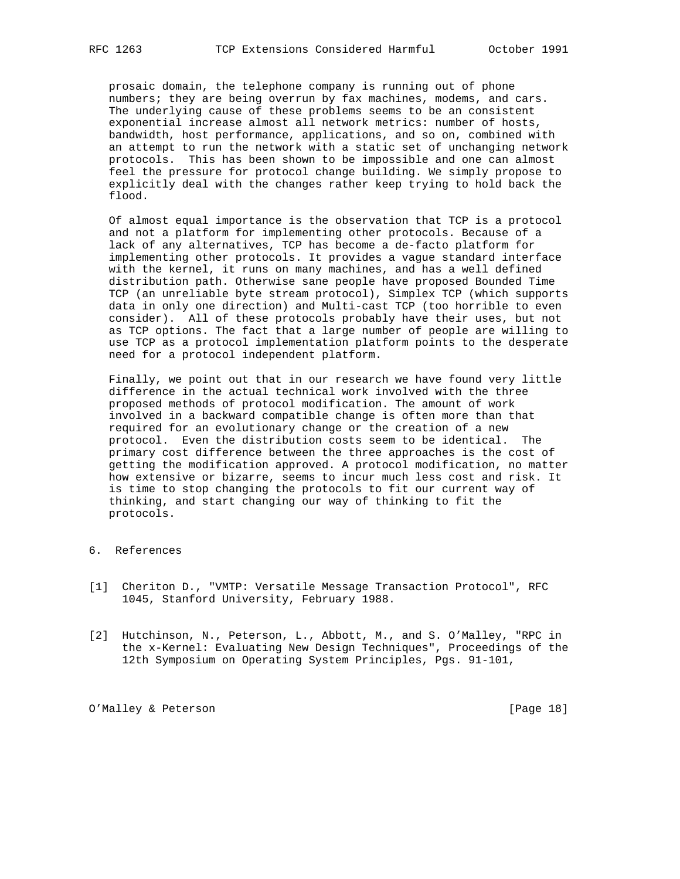prosaic domain, the telephone company is running out of phone numbers; they are being overrun by fax machines, modems, and cars. The underlying cause of these problems seems to be an consistent exponential increase almost all network metrics: number of hosts, bandwidth, host performance, applications, and so on, combined with an attempt to run the network with a static set of unchanging network protocols. This has been shown to be impossible and one can almost feel the pressure for protocol change building. We simply propose to explicitly deal with the changes rather keep trying to hold back the flood.

Of almost equal importance is the observation that TCP is a protocol and not a platform for implementing other protocols. Because of a lack of any alternatives, TCP has become a de-facto platform for implementing other protocols. It provides a vague standard interface with the kernel, it runs on many machines, and has a well defined distribution path. Otherwise sane people have proposed Bounded Time TCP (an unreliable byte stream protocol), Simplex TCP (which supports data in only one direction) and Multi-cast TCP (too horrible to even consider). All of these protocols probably have their uses, but not as TCP options. The fact that a large number of people are willing to use TCP as a protocol implementation platform points to the desperate need for a protocol independent platform.

Finally, we point out that in our research we have found very little difference in the actual technical work involved with the three proposed methods of protocol modification. The amount of work involved in a backward compatible change is often more than that required for an evolutionary change or the creation of a new protocol. Even the distribution costs seem to be identical. The primary cost difference between the three approaches is the cost of getting the modification approved. A protocol modification, no matter how extensive or bizarre, seems to incur much less cost and risk. It is time to stop changing the protocols to fit our current way of thinking, and start changing our way of thinking to fit the protocols.

## 6. References

[1] Cheriton D., "VMTP: Versatile Message Transaction Protocol", RFC 1045, Stanford University, February 1988.

[2] Hutchinson, N., Peterson, L., Abbott, M., and S. O'Malley, "RPC in the x-Kernel: Evaluating New Design Techniques", Proceedings of the 12th Symposium on Operating System Principles, Pgs. 91-101,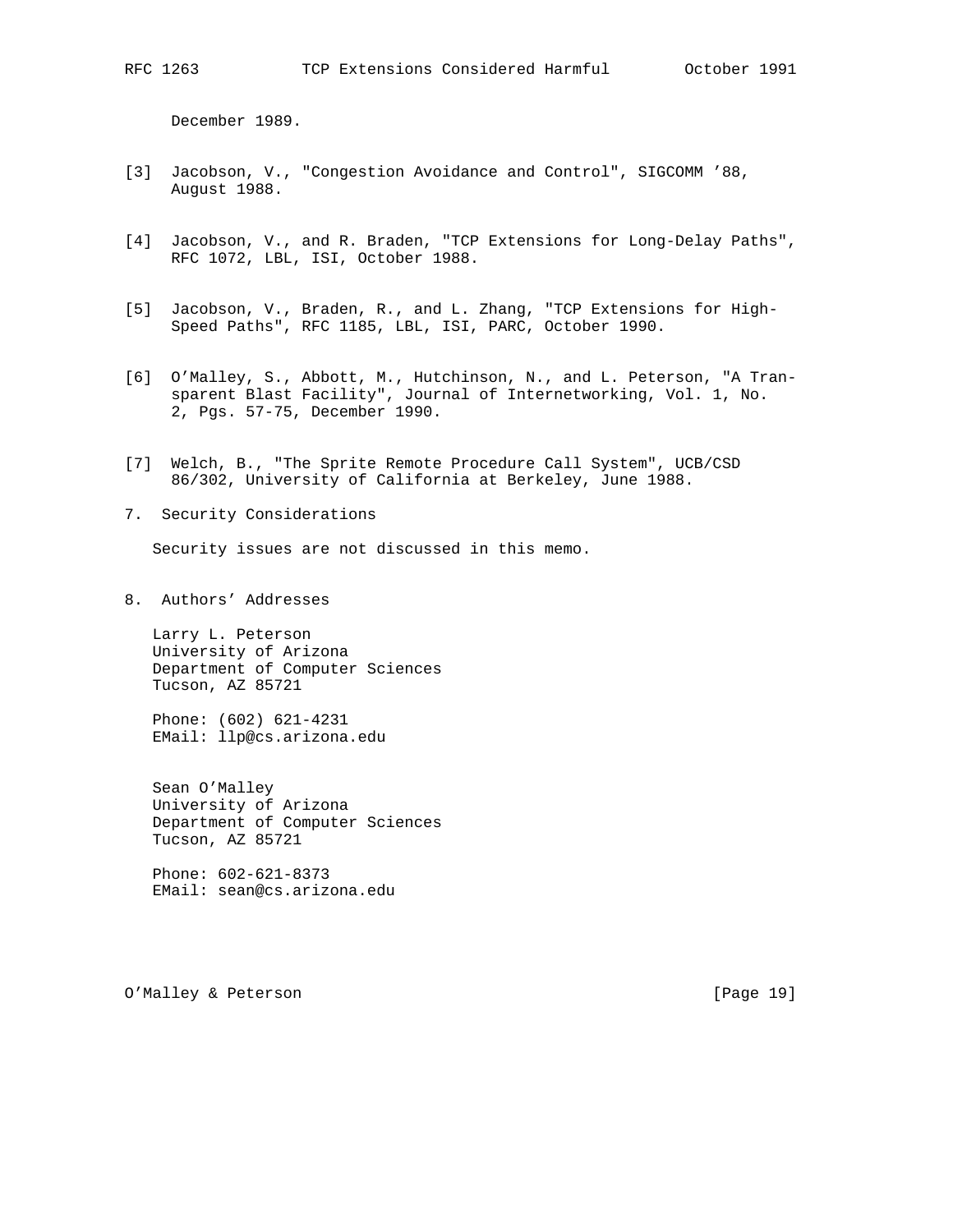December 1989.

[3] Jacobson, V., "Congestion Avoidance and Control", SIGCOMM '88, August 1988.

[4] Jacobson, V., and R. Braden, "TCP Extensions for Long-Delay Paths", RFC 1072, LBL, ISI, October 1988.

[5] Jacobson, V., Braden, R., and L. Zhang, "TCP Extensions for High-Speed Paths", RFC 1185, LBL, ISI, PARC, October 1990.

[6] O'Malley, S., Abbott, M., Hutchinson, N., and L. Peterson, "A Transparent Blast Facility", Journal of Internetworking, Vol. 1, No. 2, Pgs. 57-75, December 1990.

[7] Welch, B., "The Sprite Remote Procedure Call System", UCB/CSD 86/302, University of California at Berkeley, June 1988.

## 7. Security Considerations

Security issues are not discussed in this memo.

## 8. Authors' Addresses

Larry L. Peterson
University of Arizona
Department of Computer Sciences
Tucson, AZ 85721

Phone: (602) 621-4231
EMail: llp@cs.arizona.edu

Sean O'Malley
University of Arizona
Department of Computer Sciences
Tucson, AZ 85721

Phone: 602-621-8373
EMail: sean@cs.arizona.edu